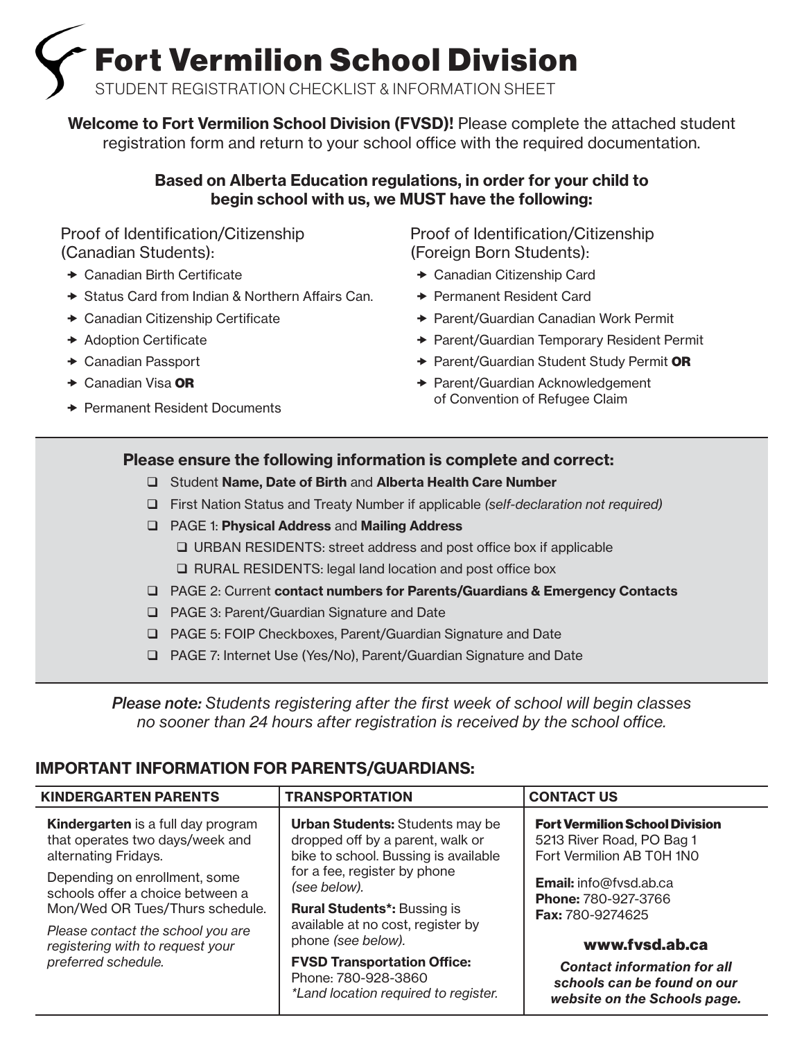# Fort Vermilion School Division

STUDENT REGISTRATION CHECKLIST & INFORMATION SHEET

**Welcome to Fort Vermilion School Division (FVSD)!** Please complete the attached student registration form and return to your school office with the required documentation.

**Based on Alberta Education regulations, in order for your child to begin school with us, we MUST have the following:**

Proof of Identification/Citizenship (Canadian Students):

- Canadian Birth Certificate
- Status Card from Indian & Northern Affairs Can.
- Canadian Citizenship Certificate
- Adoption Certificate
- Canadian Passport
- Canadian Visa **OR**
- Permanent Resident Documents

Proof of Identification/Citizenship (Foreign Born Students):

- Canadian Citizenship Card
- Permanent Resident Card
- Parent/Guardian Canadian Work Permit
- Parent/Guardian Temporary Resident Permit
- Parent/Guardian Student Study Permit **OR**
- Parent/Guardian Acknowledgement of Convention of Refugee Claim

**Please ensure the following information is complete and correct:**

- ❑ Student **Name, Date of Birth** and **Alberta Health Care Number**
- ❑ First Nation Status and Treaty Number if applicable *(self-declaration not required)*
- ❑ PAGE 1: **Physical Address** and **Mailing Address**
  - ❑ URBAN RESIDENTS: street address and post office box if applicable
  - ❑ RURAL RESIDENTS: legal land location and post office box
- ❑ PAGE 2: Current **contact numbers for Parents/Guardians & Emergency Contacts**
- ❑ PAGE 3: Parent/Guardian Signature and Date
- ❑ PAGE 5: FOIP Checkboxes, Parent/Guardian Signature and Date
- ❑ PAGE 7: Internet Use (Yes/No), Parent/Guardian Signature and Date

***Please note:*** *Students registering after the first week of school will begin classes no sooner than 24 hours after registration is received by the school office.*

## IMPORTANT INFORMATION FOR PARENTS/GUARDIANS:

| KINDERGARTEN PARENTS | TRANSPORTATION | CONTACT US |
|---|---|---|
| **Kindergarten** is a full day program that operates two days/week and alternating Fridays.<br><br>Depending on enrollment, some schools offer a choice between a Mon/Wed OR Tues/Thurs schedule.<br><br>*Please contact the school you are registering with to request your preferred schedule.* | **Urban Students:** Students may be dropped off by a parent, walk or bike to school. Bussing is available for a fee, register by phone *(see below).*<br><br>**Rural Students\*:** Bussing is available at no cost, register by phone *(see below).*<br><br>**FVSD Transportation Office:** Phone: 780-928-3860<br>*\*Land location required to register.* | **Fort Vermilion School Division**<br>5213 River Road, PO Bag 1<br>Fort Vermilion AB T0H 1N0<br><br>**Email:** info@fvsd.ab.ca<br>**Phone:** 780-927-3766<br>**Fax:** 780-9274625<br><br>**www.fvsd.ab.ca**<br><br>***Contact information for all schools can be found on our website on the Schools page.*** |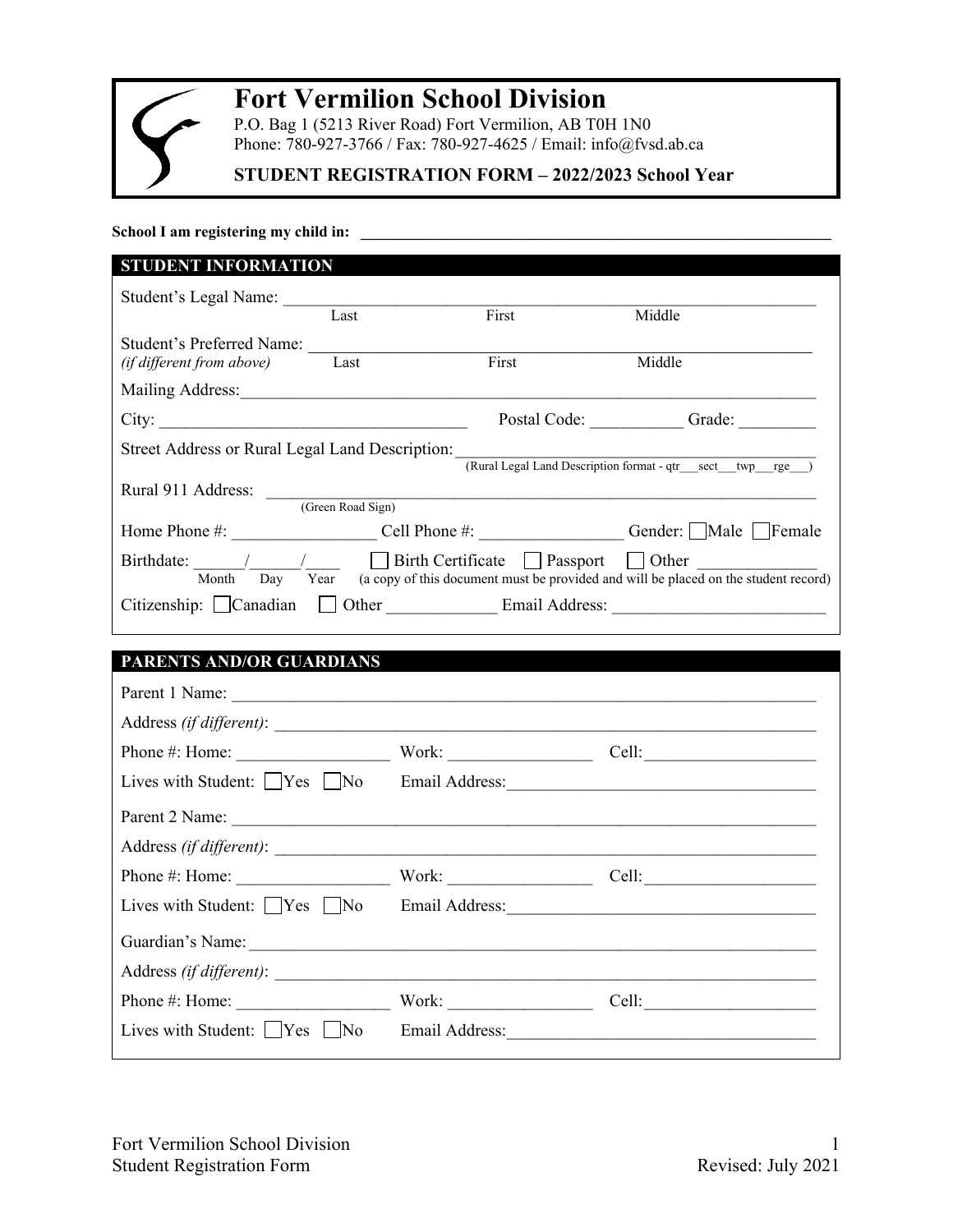# Fort Vermilion School Division

P.O. Bag 1 (5213 River Road) Fort Vermilion, AB T0H 1N0
Phone: 780-927-3766 / Fax: 780-927-4625 / Email: info@fvsd.ab.ca

**STUDENT REGISTRATION FORM – 2022/2023 School Year**

**School I am registering my child in:** ______________________________________________

## STUDENT INFORMATION

Student's Legal Name: ______________________________________________
Last First Middle

Student's Preferred Name: ______________________________________________
*(if different from above)* Last First Middle

Mailing Address: ______________________________________________

City: ______________________ Postal Code: __________ Grade: ________

Street Address or Rural Legal Land Description: ______________________________
(Rural Legal Land Description format - qtr___sect___twp___rge___)

Rural 911 Address: ______________________________________________
(Green Road Sign)

Home Phone #: ________________ Cell Phone #: ________________ Gender: ☐ Male ☐ Female

Birthdate: ______/______/____ ☐ Birth Certificate ☐ Passport ☐ Other ____________
Month Day Year (a copy of this document must be provided and will be placed on the student record)

Citizenship: ☐ Canadian ☐ Other ____________ Email Address: ________________________

## PARENTS AND/OR GUARDIANS

Parent 1 Name: ______________________________________________

Address *(if different)*: ______________________________________________

Phone #: Home: ________________ Work: ________________ Cell: ________________

Lives with Student: ☐ Yes ☐ No Email Address: ________________________________

Parent 2 Name: ______________________________________________

Address *(if different)*: ______________________________________________

Phone #: Home: ________________ Work: ________________ Cell: ________________

Lives with Student: ☐ Yes ☐ No Email Address: ________________________________

Guardian's Name: ______________________________________________

Address *(if different)*: ______________________________________________

Phone #: Home: ________________ Work: ________________ Cell: ________________

Lives with Student: ☐ Yes ☐ No Email Address: ________________________________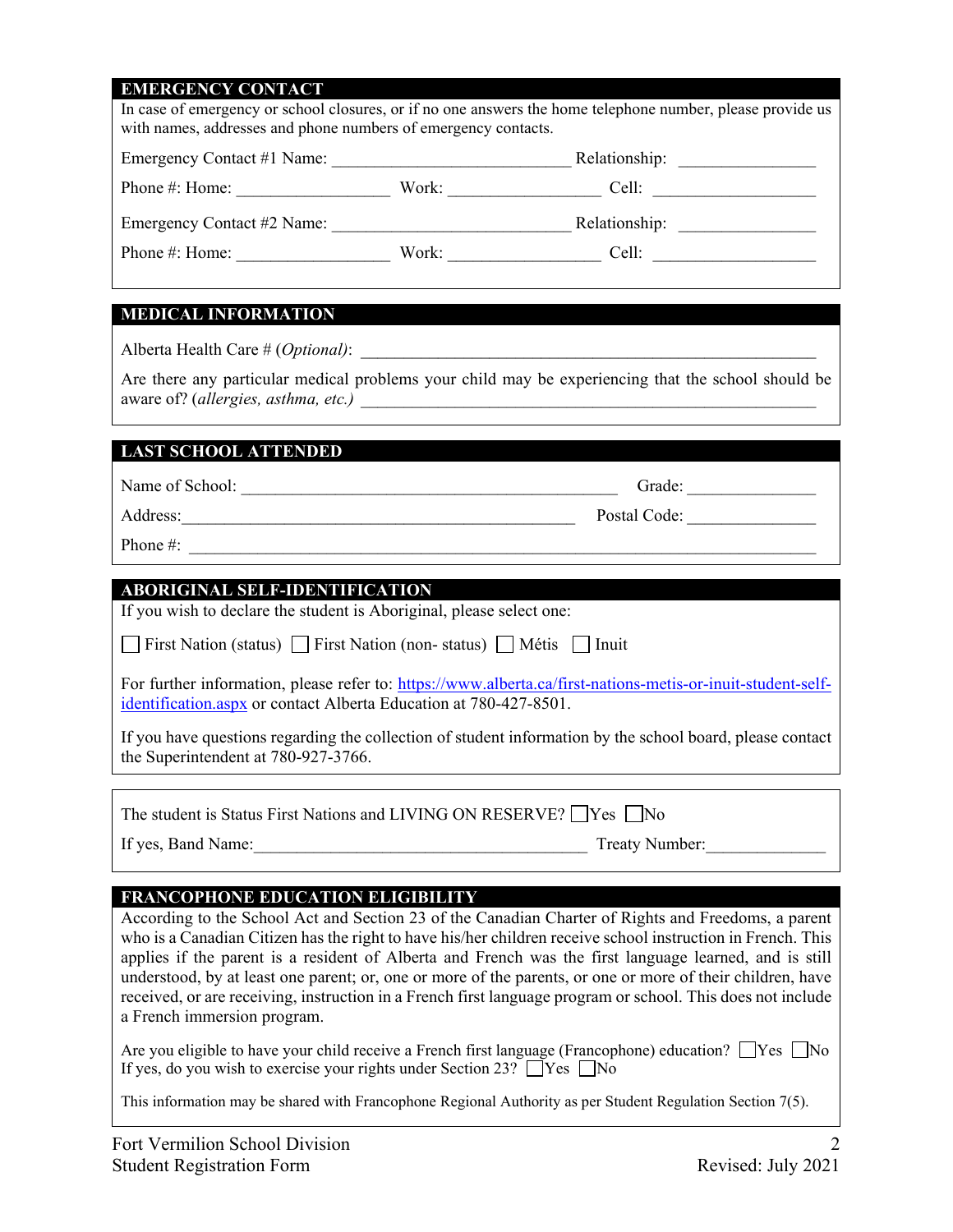## EMERGENCY CONTACT

In case of emergency or school closures, or if no one answers the home telephone number, please provide us with names, addresses and phone numbers of emergency contacts.

Emergency Contact #1 Name: ____________________________ Relationship: ________________

Phone #: Home: _________________ Work: _________________ Cell: ___________________

Emergency Contact #2 Name: ____________________________ Relationship: ________________

Phone #: Home: _________________ Work: _________________ Cell: ___________________

## MEDICAL INFORMATION

Alberta Health Care # (*Optional*): ____________________________________________________

Are there any particular medical problems your child may be experiencing that the school should be aware of? (*allergies, asthma, etc.*) ____________________________________________________

## LAST SCHOOL ATTENDED

Name of School: ____________________________________________ Grade: _______________

Address: ______________________________________________ Postal Code: _______________

Phone #: ________________________________________________________________________

## ABORIGINAL SELF-IDENTIFICATION

If you wish to declare the student is Aboriginal, please select one:

☐ First Nation (status) ☐ First Nation (non- status) ☐ Métis ☐ Inuit

For further information, please refer to: https://www.alberta.ca/first-nations-metis-or-inuit-student-self-identification.aspx or contact Alberta Education at 780-427-8501.

If you have questions regarding the collection of student information by the school board, please contact the Superintendent at 780-927-3766.

The student is Status First Nations and LIVING ON RESERVE? ☐ Yes ☐ No

If yes, Band Name: ______________________________________ Treaty Number: ______________

## FRANCOPHONE EDUCATION ELIGIBILITY

According to the School Act and Section 23 of the Canadian Charter of Rights and Freedoms, a parent who is a Canadian Citizen has the right to have his/her children receive school instruction in French. This applies if the parent is a resident of Alberta and French was the first language learned, and is still understood, by at least one parent; or, one or more of the parents, or one or more of their children, have received, or are receiving, instruction in a French first language program or school. This does not include a French immersion program.

Are you eligible to have your child receive a French first language (Francophone) education? ☐ Yes ☐ No
If yes, do you wish to exercise your rights under Section 23? ☐ Yes ☐ No

This information may be shared with Francophone Regional Authority as per Student Regulation Section 7(5).

Fort Vermilion School Division
Student Registration Form
Revised: July 2021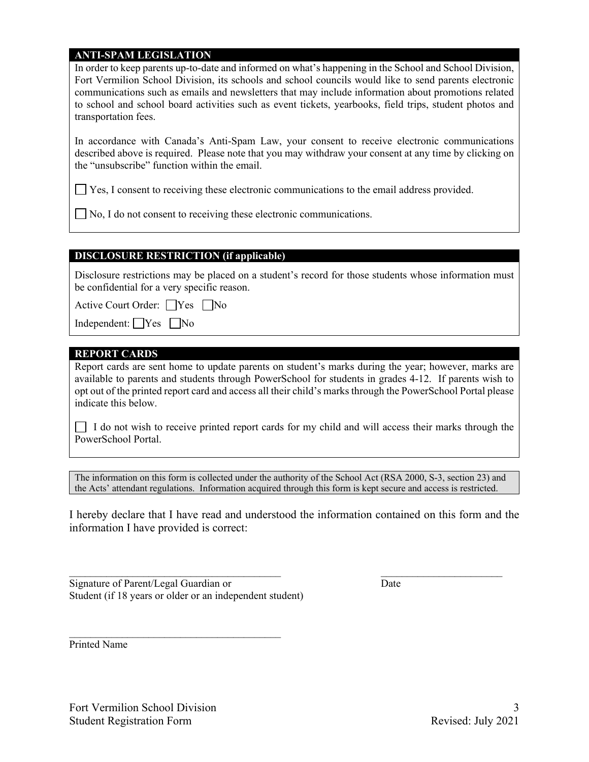## ANTI-SPAM LEGISLATION

In order to keep parents up-to-date and informed on what's happening in the School and School Division, Fort Vermilion School Division, its schools and school councils would like to send parents electronic communications such as emails and newsletters that may include information about promotions related to school and school board activities such as event tickets, yearbooks, field trips, student photos and transportation fees.

In accordance with Canada's Anti-Spam Law, your consent to receive electronic communications described above is required. Please note that you may withdraw your consent at any time by clicking on the "unsubscribe" function within the email.

☐ Yes, I consent to receiving these electronic communications to the email address provided.

☐ No, I do not consent to receiving these electronic communications.

## DISCLOSURE RESTRICTION (if applicable)

Disclosure restrictions may be placed on a student's record for those students whose information must be confidential for a very specific reason.

Active Court Order: ☐ Yes ☐ No

Independent: ☐ Yes ☐ No

## REPORT CARDS

Report cards are sent home to update parents on student's marks during the year; however, marks are available to parents and students through PowerSchool for students in grades 4-12. If parents wish to opt out of the printed report card and access all their child's marks through the PowerSchool Portal please indicate this below.

☐ I do not wish to receive printed report cards for my child and will access their marks through the PowerSchool Portal.

The information on this form is collected under the authority of the School Act (RSA 2000, S-3, section 23) and the Acts' attendant regulations. Information acquired through this form is kept secure and access is restricted.

I hereby declare that I have read and understood the information contained on this form and the information I have provided is correct:

\_\_\_\_\_\_\_\_\_\_\_\_\_\_\_\_\_\_\_\_\_\_\_\_\_\_\_\_\_\_\_\_\_\_\_\_\_\_\_\_
Signature of Parent/Legal Guardian or
Student (if 18 years or older or an independent student)

\_\_\_\_\_\_\_\_\_\_\_\_\_\_\_\_\_\_\_\_\_\_\_
Date

\_\_\_\_\_\_\_\_\_\_\_\_\_\_\_\_\_\_\_\_\_\_\_\_\_\_\_\_\_\_\_\_\_\_\_\_\_\_\_\_
Printed Name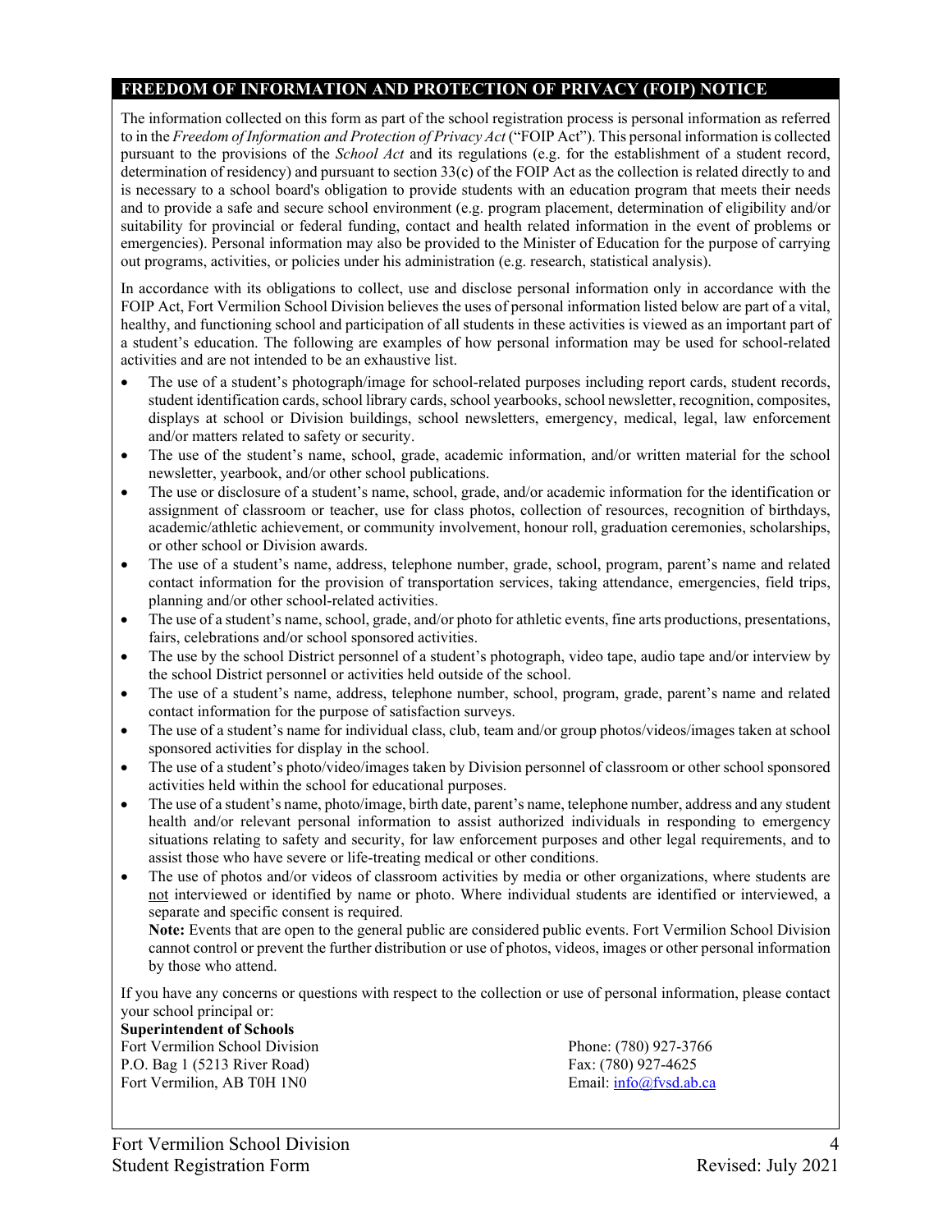## FREEDOM OF INFORMATION AND PROTECTION OF PRIVACY (FOIP) NOTICE

The information collected on this form as part of the school registration process is personal information as referred to in the *Freedom of Information and Protection of Privacy Act* ("FOIP Act"). This personal information is collected pursuant to the provisions of the *School Act* and its regulations (e.g. for the establishment of a student record, determination of residency) and pursuant to section 33(c) of the FOIP Act as the collection is related directly to and is necessary to a school board's obligation to provide students with an education program that meets their needs and to provide a safe and secure school environment (e.g. program placement, determination of eligibility and/or suitability for provincial or federal funding, contact and health related information in the event of problems or emergencies). Personal information may also be provided to the Minister of Education for the purpose of carrying out programs, activities, or policies under his administration (e.g. research, statistical analysis).

In accordance with its obligations to collect, use and disclose personal information only in accordance with the FOIP Act, Fort Vermilion School Division believes the uses of personal information listed below are part of a vital, healthy, and functioning school and participation of all students in these activities is viewed as an important part of a student's education. The following are examples of how personal information may be used for school-related activities and are not intended to be an exhaustive list.

- The use of a student's photograph/image for school-related purposes including report cards, student records, student identification cards, school library cards, school yearbooks, school newsletter, recognition, composites, displays at school or Division buildings, school newsletters, emergency, medical, legal, law enforcement and/or matters related to safety or security.
- The use of the student's name, school, grade, academic information, and/or written material for the school newsletter, yearbook, and/or other school publications.
- The use or disclosure of a student's name, school, grade, and/or academic information for the identification or assignment of classroom or teacher, use for class photos, collection of resources, recognition of birthdays, academic/athletic achievement, or community involvement, honour roll, graduation ceremonies, scholarships, or other school or Division awards.
- The use of a student's name, address, telephone number, grade, school, program, parent's name and related contact information for the provision of transportation services, taking attendance, emergencies, field trips, planning and/or other school-related activities.
- The use of a student's name, school, grade, and/or photo for athletic events, fine arts productions, presentations, fairs, celebrations and/or school sponsored activities.
- The use by the school District personnel of a student's photograph, video tape, audio tape and/or interview by the school District personnel or activities held outside of the school.
- The use of a student's name, address, telephone number, school, program, grade, parent's name and related contact information for the purpose of satisfaction surveys.
- The use of a student's name for individual class, club, team and/or group photos/videos/images taken at school sponsored activities for display in the school.
- The use of a student's photo/video/images taken by Division personnel of classroom or other school sponsored activities held within the school for educational purposes.
- The use of a student's name, photo/image, birth date, parent's name, telephone number, address and any student health and/or relevant personal information to assist authorized individuals in responding to emergency situations relating to safety and security, for law enforcement purposes and other legal requirements, and to assist those who have severe or life-treating medical or other conditions.
- The use of photos and/or videos of classroom activities by media or other organizations, where students are not interviewed or identified by name or photo. Where individual students are identified or interviewed, a separate and specific consent is required.

  **Note:** Events that are open to the general public are considered public events. Fort Vermilion School Division cannot control or prevent the further distribution or use of photos, videos, images or other personal information by those who attend.

If you have any concerns or questions with respect to the collection or use of personal information, please contact your school principal or:

**Superintendent of Schools**
Fort Vermilion School Division
P.O. Bag 1 (5213 River Road)
Fort Vermilion, AB T0H 1N0

Phone: (780) 927-3766
Fax: (780) 927-4625
Email: info@fvsd.ab.ca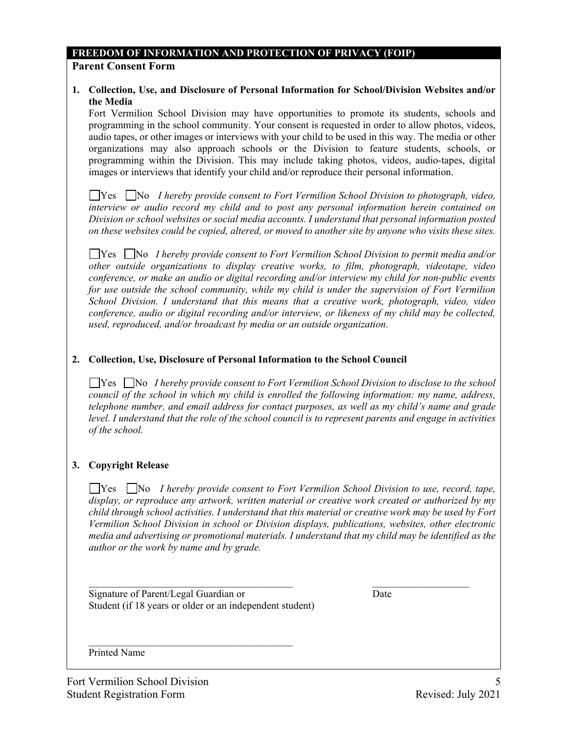## FREEDOM OF INFORMATION AND PROTECTION OF PRIVACY (FOIP)

**Parent Consent Form**

1. **Collection, Use, and Disclosure of Personal Information for School/Division Websites and/or the Media**

   Fort Vermilion School Division may have opportunities to promote its students, schools and programming in the school community. Your consent is requested in order to allow photos, videos, audio tapes, or other images or interviews with your child to be used in this way. The media or other organizations may also approach schools or the Division to feature students, schools, or programming within the Division. This may include taking photos, videos, audio-tapes, digital images or interviews that identify your child and/or reproduce their personal information.

   ☐ Yes ☐ No *I hereby provide consent to Fort Vermilion School Division to photograph, video, interview or audio record my child and to post any personal information herein contained on Division or school websites or social media accounts. I understand that personal information posted on these websites could be copied, altered, or moved to another site by anyone who visits these sites.*

   ☐ Yes ☐ No *I hereby provide consent to Fort Vermilion School Division to permit media and/or other outside organizations to display creative works, to film, photograph, videotape, video conference, or make an audio or digital recording and/or interview my child for non-public events for use outside the school community, while my child is under the supervision of Fort Vermilion School Division. I understand that this means that a creative work, photograph, video, video conference, audio or digital recording and/or interview, or likeness of my child may be collected, used, reproduced, and/or broadcast by media or an outside organization.*

2. **Collection, Use, Disclosure of Personal Information to the School Council**

   ☐ Yes ☐ No *I hereby provide consent to Fort Vermilion School Division to disclose to the school council of the school in which my child is enrolled the following information: my name, address, telephone number, and email address for contact purposes, as well as my child's name and grade level. I understand that the role of the school council is to represent parents and engage in activities of the school.*

3. **Copyright Release**

   ☐ Yes ☐ No *I hereby provide consent to Fort Vermilion School Division to use, record, tape, display, or reproduce any artwork, written material or creative work created or authorized by my child through school activities. I understand that this material or creative work may be used by Fort Vermilion School Division in school or Division displays, publications, websites, other electronic media and advertising or promotional materials. I understand that my child may be identified as the author or the work by name and by grade.*

\_\_\_\_\_\_\_\_\_\_\_\_\_\_\_\_\_\_\_\_\_\_\_\_\_\_\_\_\_\_\_\_\_\_\_\_\_\_\_\_ \_\_\_\_\_\_\_\_\_\_\_\_\_\_\_\_\_\_\_\_

Signature of Parent/Legal Guardian or Student (if 18 years or older or an independent student) Date

\_\_\_\_\_\_\_\_\_\_\_\_\_\_\_\_\_\_\_\_\_\_\_\_\_\_\_\_\_\_\_\_\_\_\_\_\_\_\_\_

Printed Name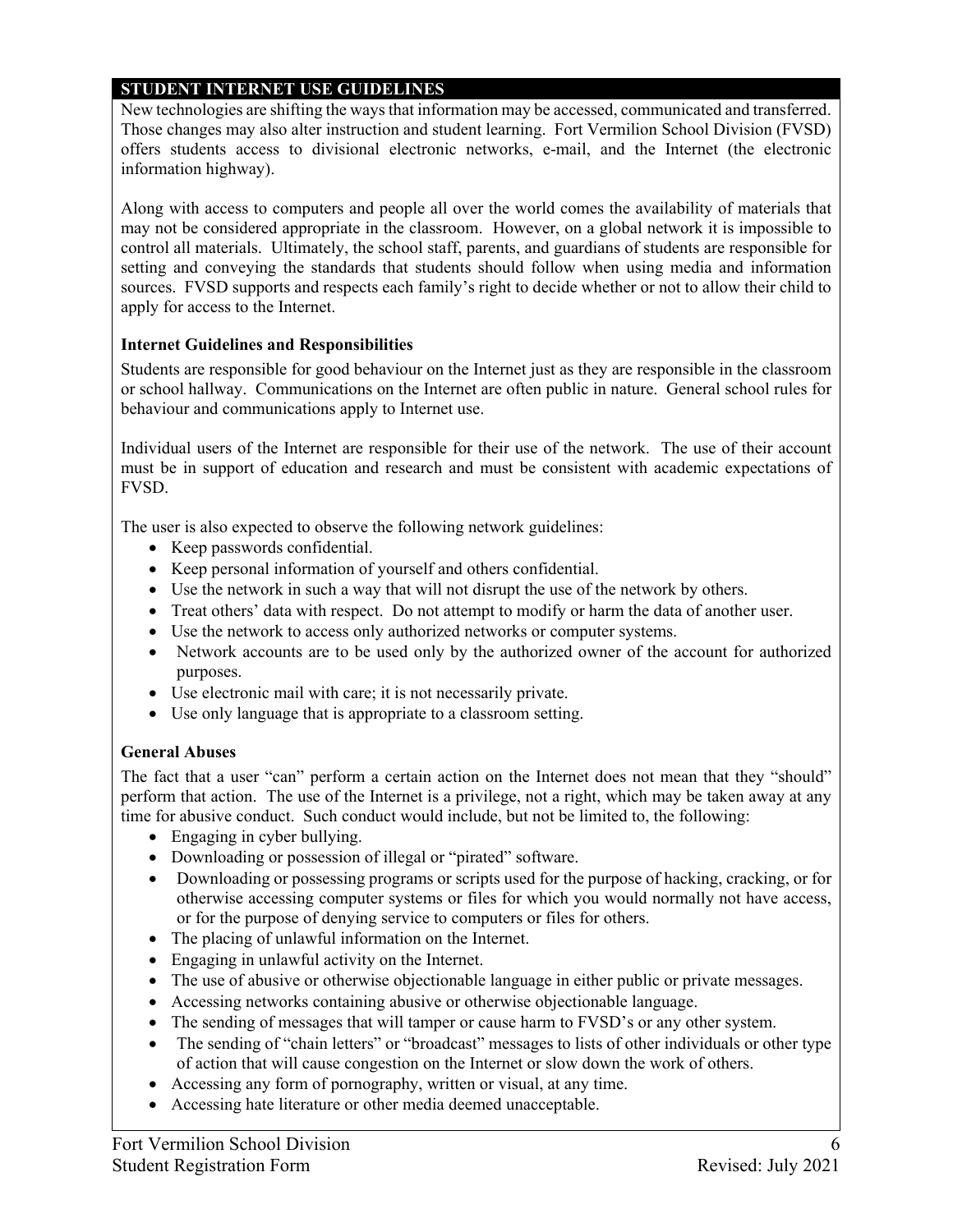## STUDENT INTERNET USE GUIDELINES

New technologies are shifting the ways that information may be accessed, communicated and transferred. Those changes may also alter instruction and student learning. Fort Vermilion School Division (FVSD) offers students access to divisional electronic networks, e-mail, and the Internet (the electronic information highway).

Along with access to computers and people all over the world comes the availability of materials that may not be considered appropriate in the classroom. However, on a global network it is impossible to control all materials. Ultimately, the school staff, parents, and guardians of students are responsible for setting and conveying the standards that students should follow when using media and information sources. FVSD supports and respects each family's right to decide whether or not to allow their child to apply for access to the Internet.

### Internet Guidelines and Responsibilities

Students are responsible for good behaviour on the Internet just as they are responsible in the classroom or school hallway. Communications on the Internet are often public in nature. General school rules for behaviour and communications apply to Internet use.

Individual users of the Internet are responsible for their use of the network. The use of their account must be in support of education and research and must be consistent with academic expectations of FVSD.

The user is also expected to observe the following network guidelines:

- Keep passwords confidential.
- Keep personal information of yourself and others confidential.
- Use the network in such a way that will not disrupt the use of the network by others.
- Treat others' data with respect. Do not attempt to modify or harm the data of another user.
- Use the network to access only authorized networks or computer systems.
- Network accounts are to be used only by the authorized owner of the account for authorized purposes.
- Use electronic mail with care; it is not necessarily private.
- Use only language that is appropriate to a classroom setting.

### General Abuses

The fact that a user "can" perform a certain action on the Internet does not mean that they "should" perform that action. The use of the Internet is a privilege, not a right, which may be taken away at any time for abusive conduct. Such conduct would include, but not be limited to, the following:

- Engaging in cyber bullying.
- Downloading or possession of illegal or "pirated" software.
- Downloading or possessing programs or scripts used for the purpose of hacking, cracking, or for otherwise accessing computer systems or files for which you would normally not have access, or for the purpose of denying service to computers or files for others.
- The placing of unlawful information on the Internet.
- Engaging in unlawful activity on the Internet.
- The use of abusive or otherwise objectionable language in either public or private messages.
- Accessing networks containing abusive or otherwise objectionable language.
- The sending of messages that will tamper or cause harm to FVSD's or any other system.
- The sending of "chain letters" or "broadcast" messages to lists of other individuals or other type of action that will cause congestion on the Internet or slow down the work of others.
- Accessing any form of pornography, written or visual, at any time.
- Accessing hate literature or other media deemed unacceptable.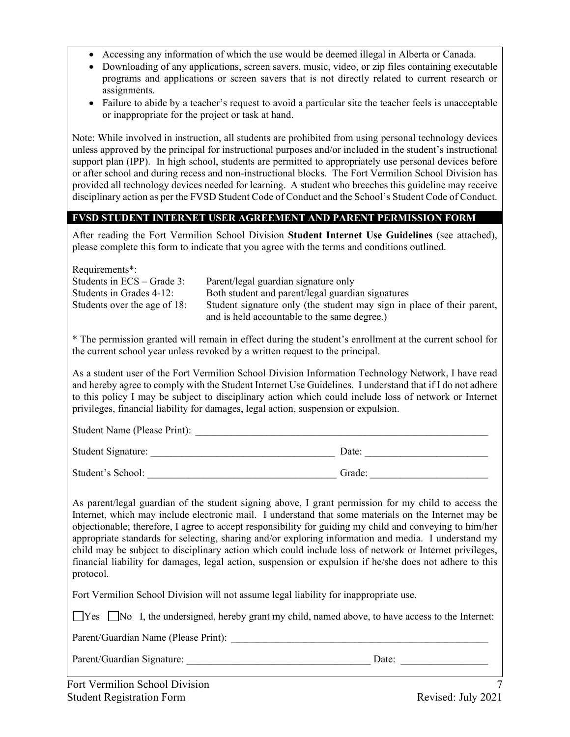- Accessing any information of which the use would be deemed illegal in Alberta or Canada.
- Downloading of any applications, screen savers, music, video, or zip files containing executable programs and applications or screen savers that is not directly related to current research or assignments.
- Failure to abide by a teacher's request to avoid a particular site the teacher feels is unacceptable or inappropriate for the project or task at hand.

Note: While involved in instruction, all students are prohibited from using personal technology devices unless approved by the principal for instructional purposes and/or included in the student's instructional support plan (IPP). In high school, students are permitted to appropriately use personal devices before or after school and during recess and non-instructional blocks. The Fort Vermilion School Division has provided all technology devices needed for learning. A student who breeches this guideline may receive disciplinary action as per the FVSD Student Code of Conduct and the School's Student Code of Conduct.

## FVSD STUDENT INTERNET USER AGREEMENT AND PARENT PERMISSION FORM

After reading the Fort Vermilion School Division **Student Internet Use Guidelines** (see attached), please complete this form to indicate that you agree with the terms and conditions outlined.

Requirements*:

| | |
|---|---|
| Students in ECS – Grade 3: | Parent/legal guardian signature only |
| Students in Grades 4-12: | Both student and parent/legal guardian signatures |
| Students over the age of 18: | Student signature only (the student may sign in place of their parent, and is held accountable to the same degree.) |

* The permission granted will remain in effect during the student's enrollment at the current school for the current school year unless revoked by a written request to the principal.

As a student user of the Fort Vermilion School Division Information Technology Network, I have read and hereby agree to comply with the Student Internet Use Guidelines. I understand that if I do not adhere to this policy I may be subject to disciplinary action which could include loss of network or Internet privileges, financial liability for damages, legal action, suspension or expulsion.

Student Name (Please Print): ____________________________________________________________

Student Signature: ____________________________________ Date: ________________________

Student's School: _____________________________________ Grade: _______________________

As parent/legal guardian of the student signing above, I grant permission for my child to access the Internet, which may include electronic mail. I understand that some materials on the Internet may be objectionable; therefore, I agree to accept responsibility for guiding my child and conveying to him/her appropriate standards for selecting, sharing and/or exploring information and media. I understand my child may be subject to disciplinary action which could include loss of network or Internet privileges, financial liability for damages, legal action, suspension or expulsion if he/she does not adhere to this protocol.

Fort Vermilion School Division will not assume legal liability for inappropriate use.

☐ Yes ☐ No I, the undersigned, hereby grant my child, named above, to have access to the Internet:

Parent/Guardian Name (Please Print): _____________________________________________________

Parent/Guardian Signature: ____________________________________ Date: _________________

Fort Vermilion School Division
Student Registration Form

Revised: July 2021